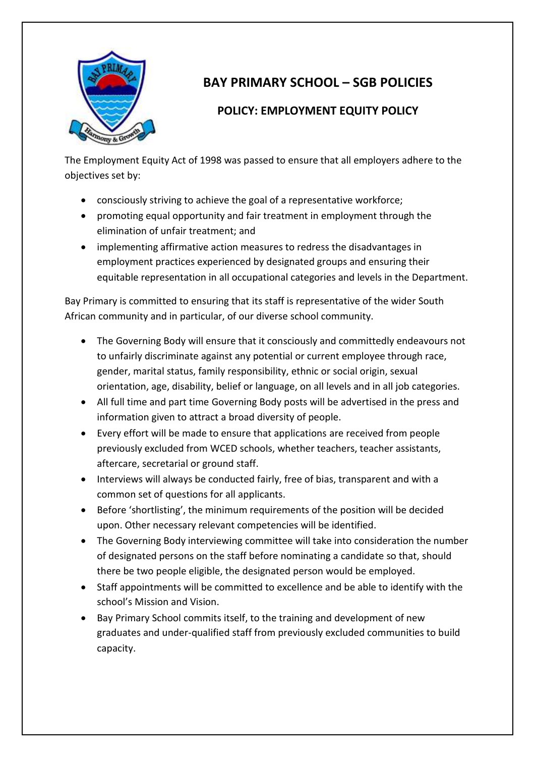# BAY PRIMARY SCHOOL – SGB POLICIES

## POLICY: EMPLOYMENT EQUITY POLICY

The Employment Equity Act of 1998 was passed to ensure that all employers adhere to the objectives set by:

- consciously striving to achieve the goal of a representative workforce;
- promoting equal opportunity and fair treatment in employment through the elimination of unfair treatment; and
- implementing affirmative action measures to redress the disadvantages in employment practices experienced by designated groups and ensuring their equitable representation in all occupational categories and levels in the Department.

Bay Primary is committed to ensuring that its staff is representative of the wider South African community and in particular, of our diverse school community.

- The Governing Body will ensure that it consciously and committedly endeavours not to unfairly discriminate against any potential or current employee through race, gender, marital status, family responsibility, ethnic or social origin, sexual orientation, age, disability, belief or language, on all levels and in all job categories.
- All full time and part time Governing Body posts will be advertised in the press and information given to attract a broad diversity of people.
- Every effort will be made to ensure that applications are received from people previously excluded from WCED schools, whether teachers, teacher assistants, aftercare, secretarial or ground staff.
- Interviews will always be conducted fairly, free of bias, transparent and with a common set of questions for all applicants.
- Before 'shortlisting', the minimum requirements of the position will be decided upon. Other necessary relevant competencies will be identified.
- The Governing Body interviewing committee will take into consideration the number of designated persons on the staff before nominating a candidate so that, should there be two people eligible, the designated person would be employed.
- Staff appointments will be committed to excellence and be able to identify with the school's Mission and Vision.
- Bay Primary School commits itself, to the training and development of new graduates and under-qualified staff from previously excluded communities to build capacity.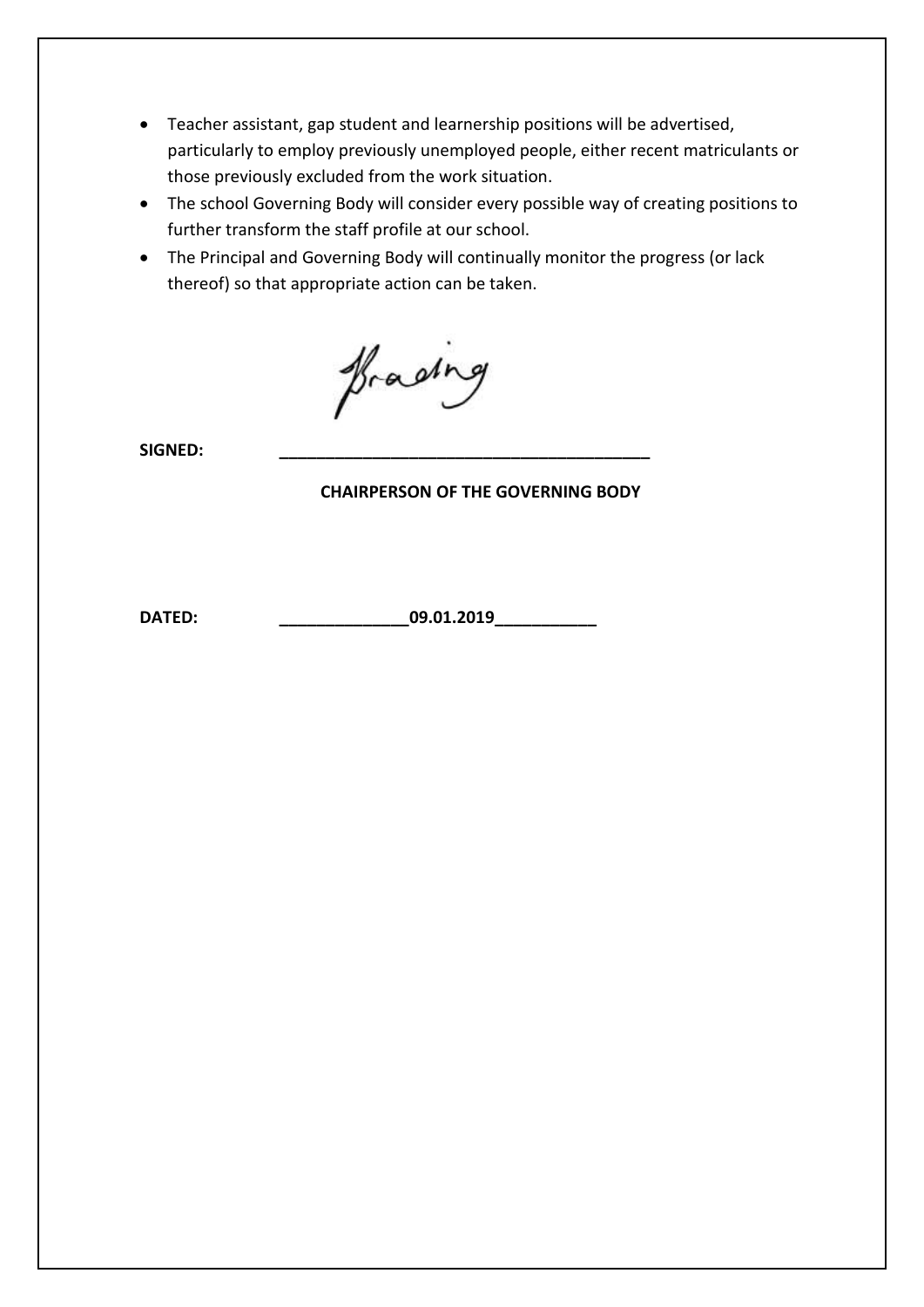- Teacher assistant, gap student and learnership positions will be advertised, particularly to employ previously unemployed people, either recent matriculants or those previously excluded from the work situation.
- The school Governing Body will consider every possible way of creating positions to further transform the staff profile at our school.
- The Principal and Governing Body will continually monitor the progress (or lack thereof) so that appropriate action can be taken.

**SIGNED:** ________________________________________

**CHAIRPERSON OF THE GOVERNING BODY**

**DATED:** ______________09.01.2019___________